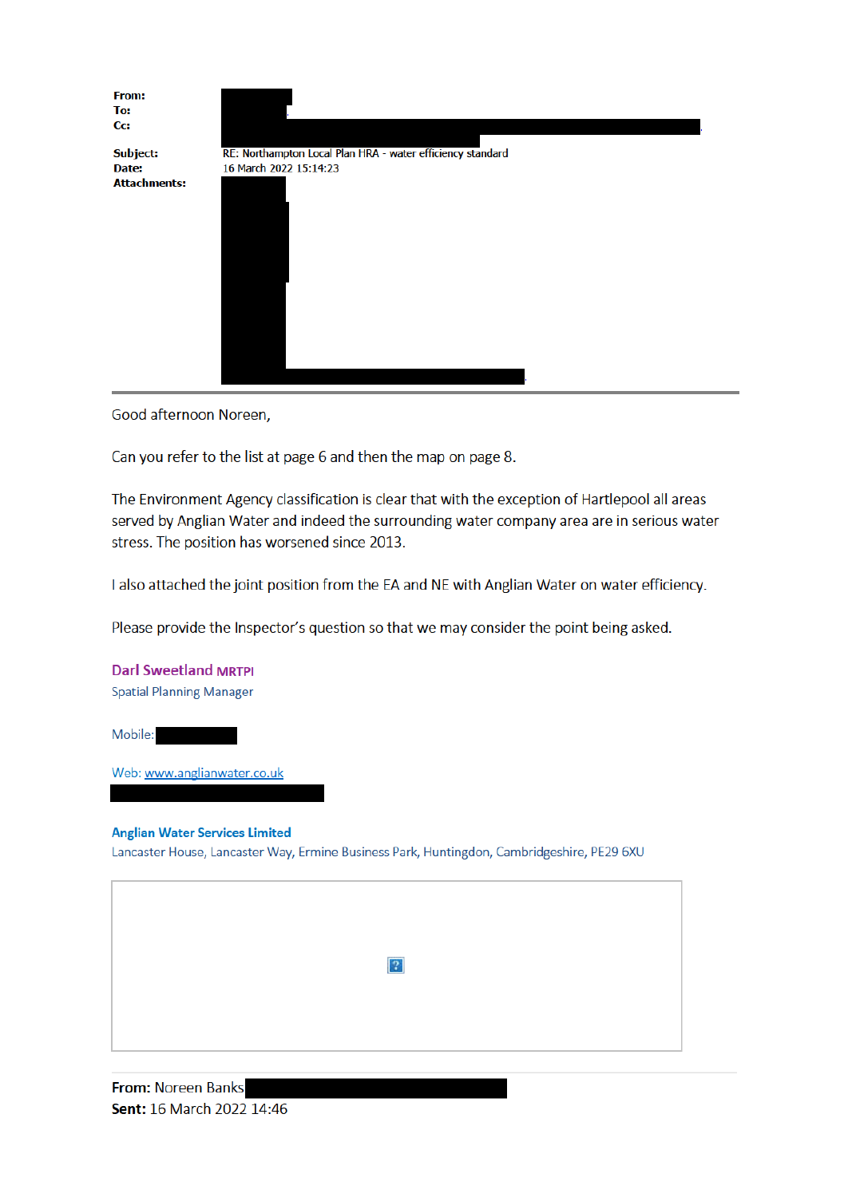**From:**
**To:**
**Cc:**

**Subject:** RE: Northampton Local Plan HRA - water efficiency standard
**Date:** 16 March 2022 15:14:23
**Attachments:**

---

Good afternoon Noreen,

Can you refer to the list at page 6 and then the map on page 8.

The Environment Agency classification is clear that with the exception of Hartlepool all areas served by Anglian Water and indeed the surrounding water company area are in serious water stress. The position has worsened since 2013.

I also attached the joint position from the EA and NE with Anglian Water on water efficiency.

Please provide the Inspector's question so that we may consider the point being asked.

**Darl Sweetland MRTPI**
Spatial Planning Manager

Mobile:

Web: www.anglianwater.co.uk

**Anglian Water Services Limited**
Lancaster House, Lancaster Way, Ermine Business Park, Huntingdon, Cambridgeshire, PE29 6XU

---

**From:** Noreen Banks
**Sent:** 16 March 2022 14:46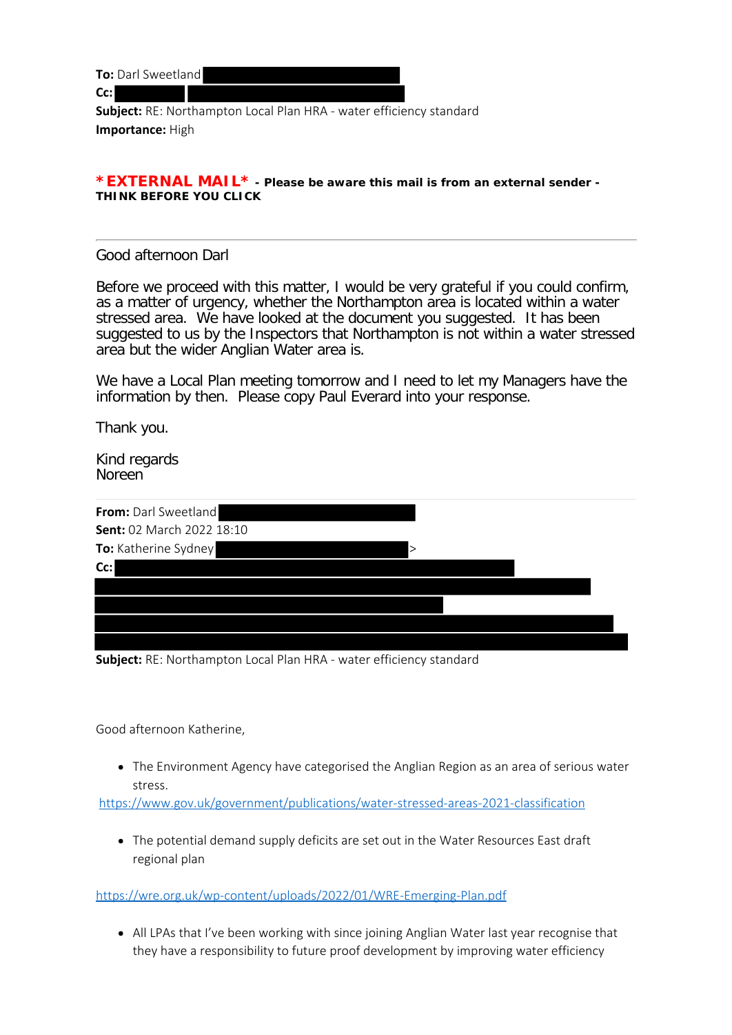**To:** Darl Sweetland  
**Cc:**  
**Subject:** RE: Northampton Local Plan HRA - water efficiency standard  
**Importance:** High

**\*EXTERNAL MAIL\* - Please be aware this mail is from an external sender - THINK BEFORE YOU CLICK**

---

Good afternoon Darl

Before we proceed with this matter, I would be very grateful if you could confirm, as a matter of urgency, whether the Northampton area is located within a water stressed area. We have looked at the document you suggested. It has been suggested to us by the Inspectors that Northampton is not within a water stressed area but the wider Anglian Water area is.

We have a Local Plan meeting tomorrow and I need to let my Managers have the information by then. Please copy Paul Everard into your response.

Thank you.

Kind regards  
Noreen

---

**From:** Darl Sweetland  
**Sent:** 02 March 2022 18:10  
**To:** Katherine Sydney >  
**Cc:**  
**Subject:** RE: Northampton Local Plan HRA - water efficiency standard

Good afternoon Katherine,

- The Environment Agency have categorised the Anglian Region as an area of serious water stress.

https://www.gov.uk/government/publications/water-stressed-areas-2021-classification

- The potential demand supply deficits are set out in the Water Resources East draft regional plan

https://wre.org.uk/wp-content/uploads/2022/01/WRE-Emerging-Plan.pdf

- All LPAs that I've been working with since joining Anglian Water last year recognise that they have a responsibility to future proof development by improving water efficiency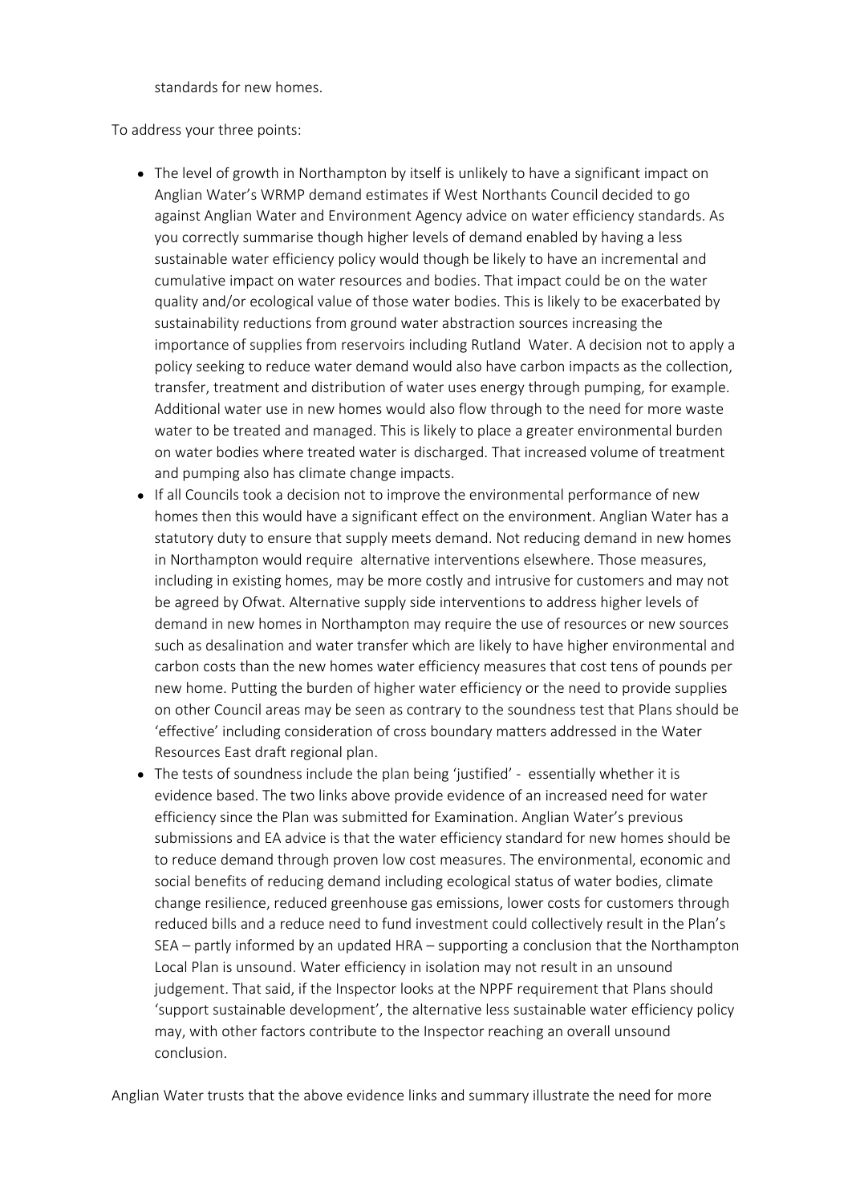standards for new homes.

To address your three points:

- The level of growth in Northampton by itself is unlikely to have a significant impact on Anglian Water's WRMP demand estimates if West Northants Council decided to go against Anglian Water and Environment Agency advice on water efficiency standards. As you correctly summarise though higher levels of demand enabled by having a less sustainable water efficiency policy would though be likely to have an incremental and cumulative impact on water resources and bodies. That impact could be on the water quality and/or ecological value of those water bodies. This is likely to be exacerbated by sustainability reductions from ground water abstraction sources increasing the importance of supplies from reservoirs including Rutland Water. A decision not to apply a policy seeking to reduce water demand would also have carbon impacts as the collection, transfer, treatment and distribution of water uses energy through pumping, for example. Additional water use in new homes would also flow through to the need for more waste water to be treated and managed. This is likely to place a greater environmental burden on water bodies where treated water is discharged. That increased volume of treatment and pumping also has climate change impacts.
- If all Councils took a decision not to improve the environmental performance of new homes then this would have a significant effect on the environment. Anglian Water has a statutory duty to ensure that supply meets demand. Not reducing demand in new homes in Northampton would require alternative interventions elsewhere. Those measures, including in existing homes, may be more costly and intrusive for customers and may not be agreed by Ofwat. Alternative supply side interventions to address higher levels of demand in new homes in Northampton may require the use of resources or new sources such as desalination and water transfer which are likely to have higher environmental and carbon costs than the new homes water efficiency measures that cost tens of pounds per new home. Putting the burden of higher water efficiency or the need to provide supplies on other Council areas may be seen as contrary to the soundness test that Plans should be 'effective' including consideration of cross boundary matters addressed in the Water Resources East draft regional plan.
- The tests of soundness include the plan being 'justified' - essentially whether it is evidence based. The two links above provide evidence of an increased need for water efficiency since the Plan was submitted for Examination. Anglian Water's previous submissions and EA advice is that the water efficiency standard for new homes should be to reduce demand through proven low cost measures. The environmental, economic and social benefits of reducing demand including ecological status of water bodies, climate change resilience, reduced greenhouse gas emissions, lower costs for customers through reduced bills and a reduce need to fund investment could collectively result in the Plan's SEA – partly informed by an updated HRA – supporting a conclusion that the Northampton Local Plan is unsound. Water efficiency in isolation may not result in an unsound judgement. That said, if the Inspector looks at the NPPF requirement that Plans should 'support sustainable development', the alternative less sustainable water efficiency policy may, with other factors contribute to the Inspector reaching an overall unsound conclusion.

Anglian Water trusts that the above evidence links and summary illustrate the need for more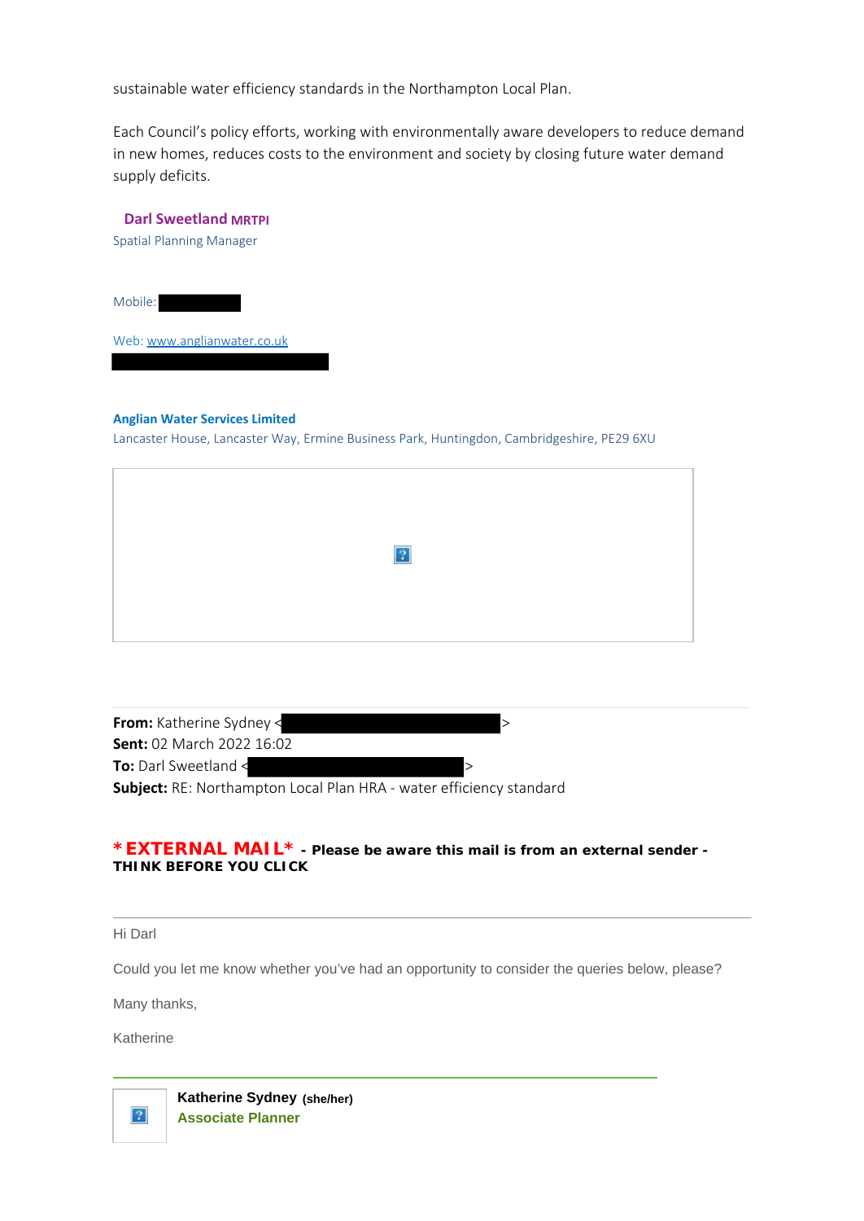sustainable water efficiency standards in the Northampton Local Plan.

Each Council's policy efforts, working with environmentally aware developers to reduce demand in new homes, reduces costs to the environment and society by closing future water demand supply deficits.

**Darl Sweetland MRTPI**
Spatial Planning Manager

Mobile:

Web: www.anglianwater.co.uk

**Anglian Water Services Limited**
Lancaster House, Lancaster Way, Ermine Business Park, Huntingdon, Cambridgeshire, PE29 6XU

---

**From:** Katherine Sydney < >
**Sent:** 02 March 2022 16:02
**To:** Darl Sweetland < >
**Subject:** RE: Northampton Local Plan HRA - water efficiency standard

**\*EXTERNAL MAIL\* - Please be aware this mail is from an external sender - THINK BEFORE YOU CLICK**

---

Hi Darl

Could you let me know whether you've had an opportunity to consider the queries below, please?

Many thanks,

Katherine

---

**Katherine Sydney** (she/her)
**Associate Planner**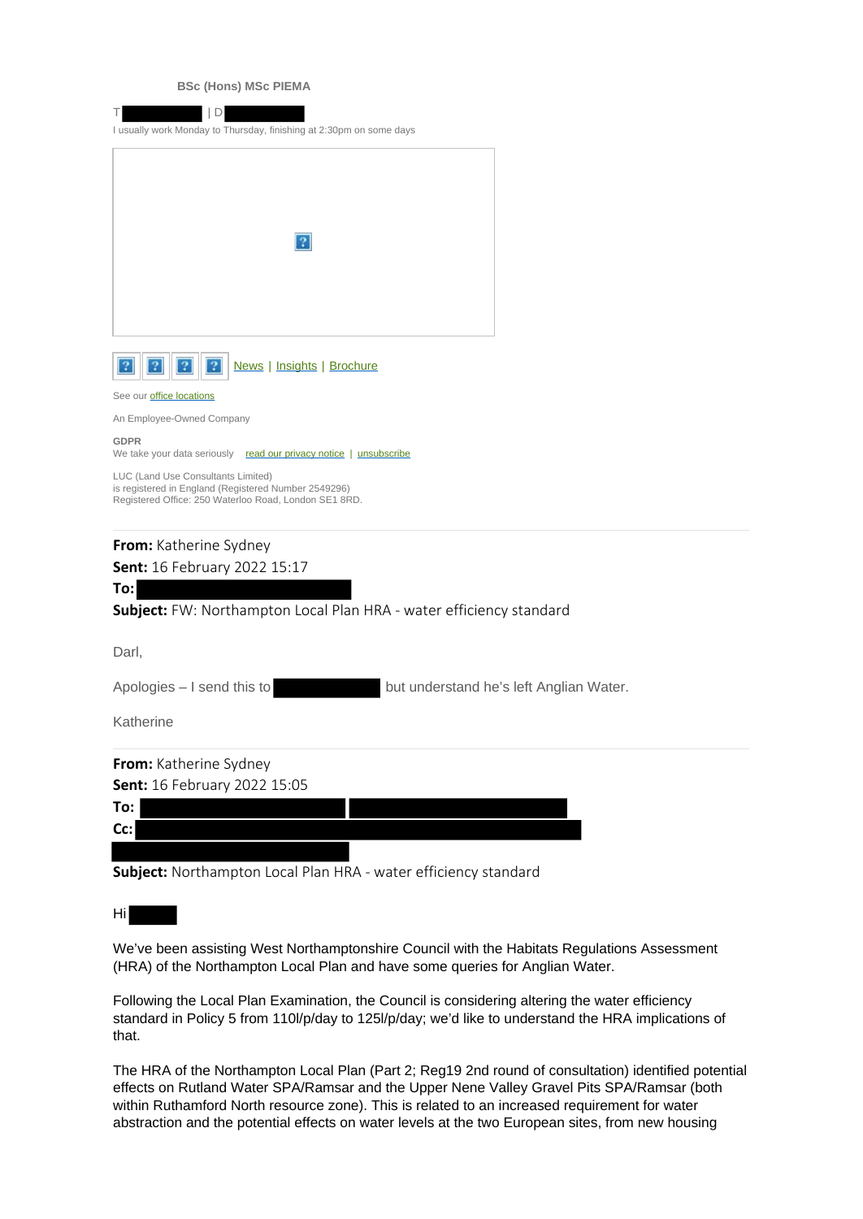BSc (Hons) MSc PIEMA

T | D

I usually work Monday to Thursday, finishing at 2:30pm on some days

News | Insights | Brochure

See our office locations

An Employee-Owned Company

**GDPR**
We take your data seriously read our privacy notice | unsubscribe

LUC (Land Use Consultants Limited)
is registered in England (Registered Number 2549296)
Registered Office: 250 Waterloo Road, London SE1 8RD.

---

**From:** Katherine Sydney
**Sent:** 16 February 2022 15:17
**To:**
**Subject:** FW: Northampton Local Plan HRA - water efficiency standard

Darl,

Apologies – I send this to but understand he's left Anglian Water.

Katherine

---

**From:** Katherine Sydney
**Sent:** 16 February 2022 15:05
**To:**
**Cc:**
**Subject:** Northampton Local Plan HRA - water efficiency standard

Hi

We've been assisting West Northamptonshire Council with the Habitats Regulations Assessment (HRA) of the Northampton Local Plan and have some queries for Anglian Water.

Following the Local Plan Examination, the Council is considering altering the water efficiency standard in Policy 5 from 110l/p/day to 125l/p/day; we'd like to understand the HRA implications of that.

The HRA of the Northampton Local Plan (Part 2; Reg19 2nd round of consultation) identified potential effects on Rutland Water SPA/Ramsar and the Upper Nene Valley Gravel Pits SPA/Ramsar (both within Ruthamford North resource zone). This is related to an increased requirement for water abstraction and the potential effects on water levels at the two European sites, from new housing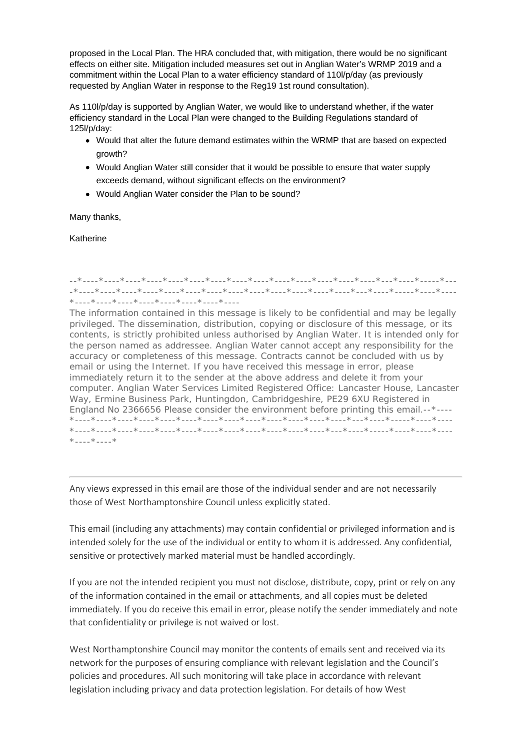proposed in the Local Plan. The HRA concluded that, with mitigation, there would be no significant effects on either site. Mitigation included measures set out in Anglian Water's WRMP 2019 and a commitment within the Local Plan to a water efficiency standard of 110l/p/day (as previously requested by Anglian Water in response to the Reg19 1st round consultation).

As 110l/p/day is supported by Anglian Water, we would like to understand whether, if the water efficiency standard in the Local Plan were changed to the Building Regulations standard of 125l/p/day:

- Would that alter the future demand estimates within the WRMP that are based on expected growth?
- Would Anglian Water still consider that it would be possible to ensure that water supply exceeds demand, without significant effects on the environment?
- Would Anglian Water consider the Plan to be sound?

Many thanks,

Katherine

--*----*----*----*----*----*----*----*----*----*----*----*----*----*----*---*----*-----*----*----*----*----*----*----*----*----*----*----*----*----*----*---*----*-----*----*----*----*----*----*----*----*----*----

The information contained in this message is likely to be confidential and may be legally privileged. The dissemination, distribution, copying or disclosure of this message, or its contents, is strictly prohibited unless authorised by Anglian Water. It is intended only for the person named as addressee. Anglian Water cannot accept any responsibility for the accuracy or completeness of this message. Contracts cannot be concluded with us by email or using the Internet. If you have received this message in error, please immediately return it to the sender at the above address and delete it from your computer. Anglian Water Services Limited Registered Office: Lancaster House, Lancaster Way, Ermine Business Park, Huntingdon, Cambridgeshire, PE29 6XU Registered in England No 2366656 Please consider the environment before printing this email.--*----*----*----*----*----*----*----*----*----*----*----*----*----*----*---*----*-----*----*----*----*----*----*----*----*----*----*----*----*----*----*----*---*----*-----*----*----*----*----*

---

Any views expressed in this email are those of the individual sender and are not necessarily those of West Northamptonshire Council unless explicitly stated.

This email (including any attachments) may contain confidential or privileged information and is intended solely for the use of the individual or entity to whom it is addressed. Any confidential, sensitive or protectively marked material must be handled accordingly.

If you are not the intended recipient you must not disclose, distribute, copy, print or rely on any of the information contained in the email or attachments, and all copies must be deleted immediately. If you do receive this email in error, please notify the sender immediately and note that confidentiality or privilege is not waived or lost.

West Northamptonshire Council may monitor the contents of emails sent and received via its network for the purposes of ensuring compliance with relevant legislation and the Council's policies and procedures. All such monitoring will take place in accordance with relevant legislation including privacy and data protection legislation. For details of how West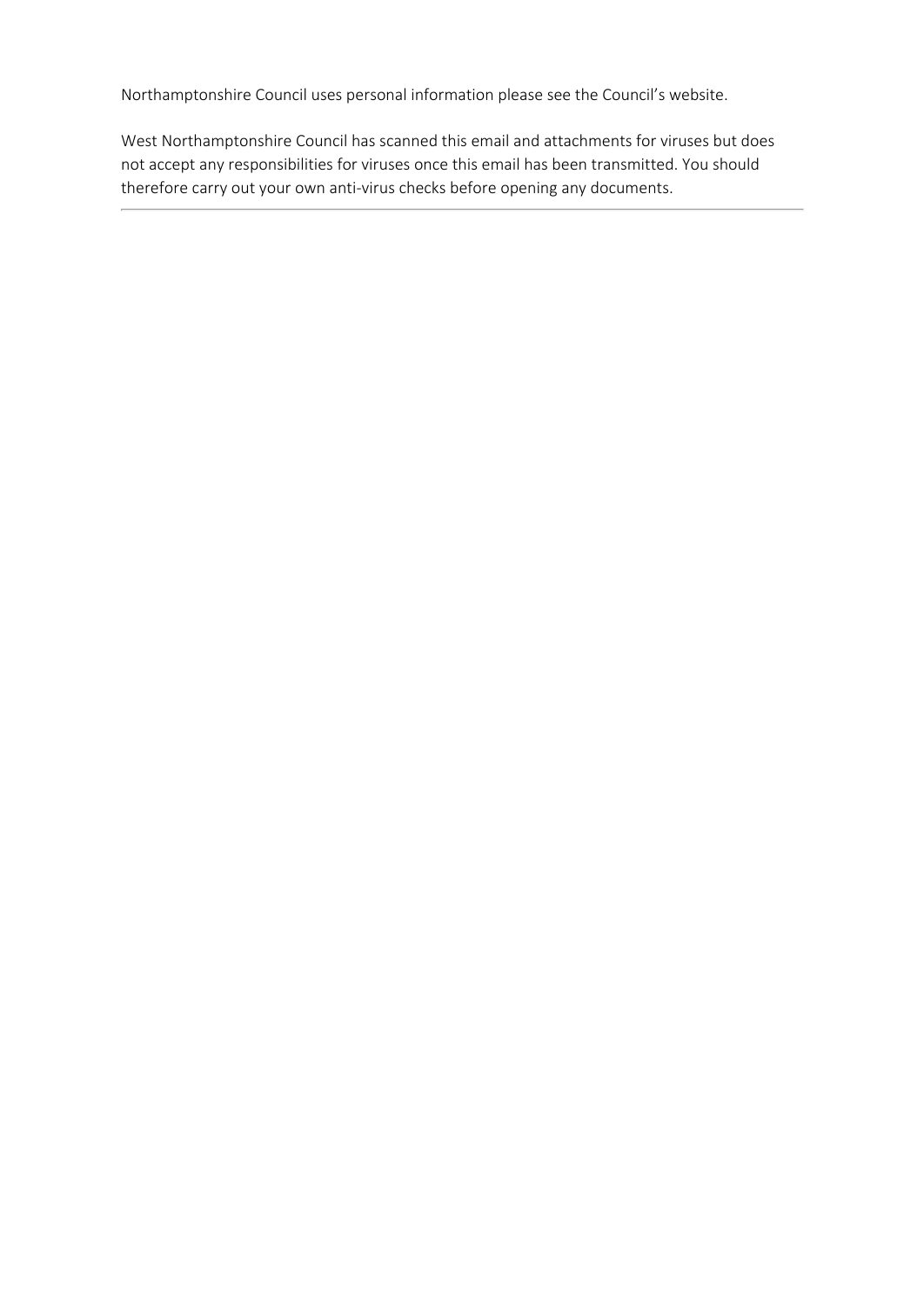Northamptonshire Council uses personal information please see the Council's website.

West Northamptonshire Council has scanned this email and attachments for viruses but does not accept any responsibilities for viruses once this email has been transmitted. You should therefore carry out your own anti-virus checks before opening any documents.

---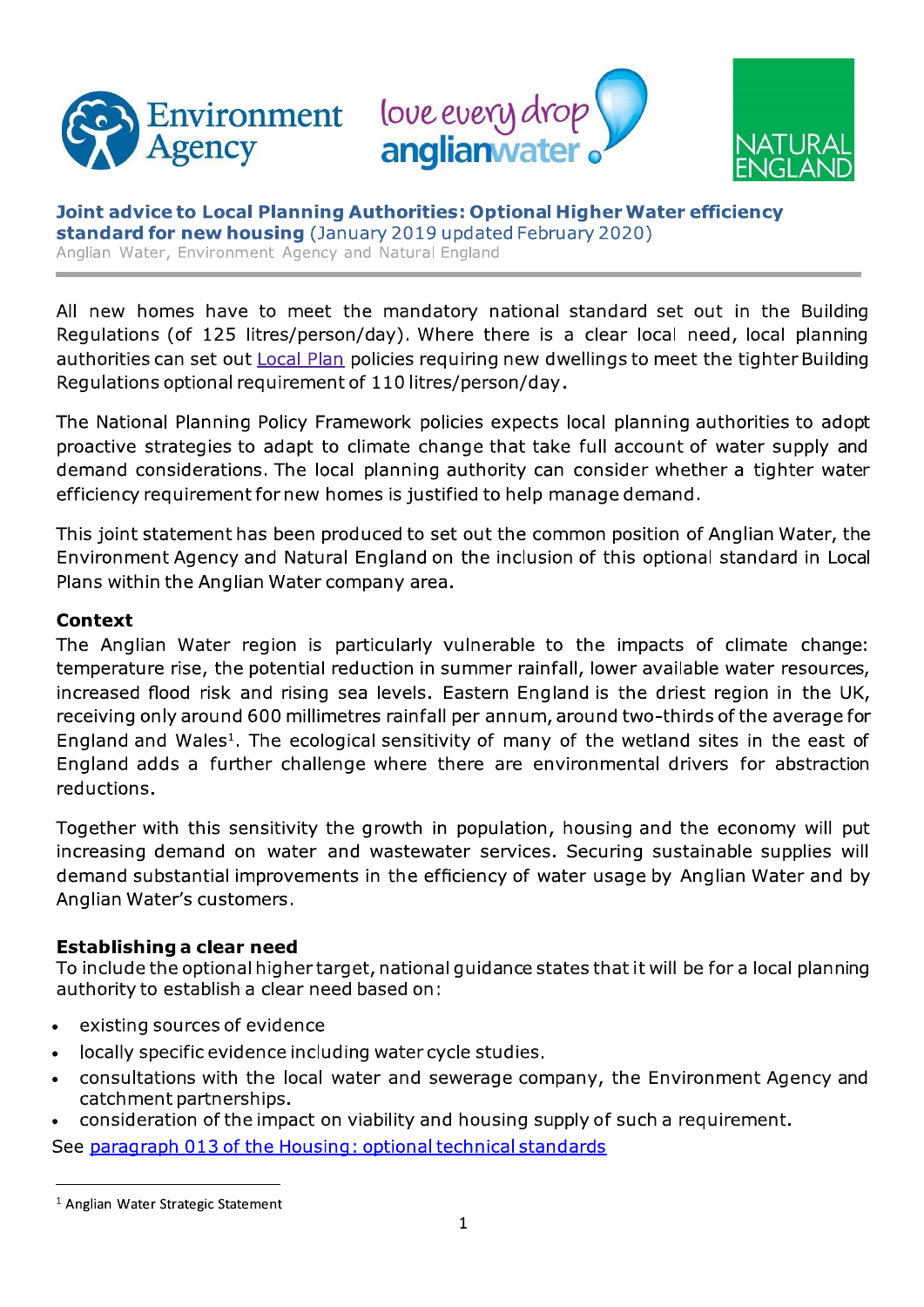**Joint advice to Local Planning Authorities: Optional Higher Water efficiency standard for new housing** (January 2019 updated February 2020)

Anglian Water, Environment Agency and Natural England

All new homes have to meet the mandatory national standard set out in the Building Regulations (of 125 litres/person/day). Where there is a clear local need, local planning authorities can set out Local Plan policies requiring new dwellings to meet the tighter Building Regulations optional requirement of 110 litres/person/day.

The National Planning Policy Framework policies expects local planning authorities to adopt proactive strategies to adapt to climate change that take full account of water supply and demand considerations. The local planning authority can consider whether a tighter water efficiency requirement for new homes is justified to help manage demand.

This joint statement has been produced to set out the common position of Anglian Water, the Environment Agency and Natural England on the inclusion of this optional standard in Local Plans within the Anglian Water company area.

### Context

The Anglian Water region is particularly vulnerable to the impacts of climate change: temperature rise, the potential reduction in summer rainfall, lower available water resources, increased flood risk and rising sea levels. Eastern England is the driest region in the UK, receiving only around 600 millimetres rainfall per annum, around two-thirds of the average for England and Wales[1]. The ecological sensitivity of many of the wetland sites in the east of England adds a further challenge where there are environmental drivers for abstraction reductions.

Together with this sensitivity the growth in population, housing and the economy will put increasing demand on water and wastewater services. Securing sustainable supplies will demand substantial improvements in the efficiency of water usage by Anglian Water and by Anglian Water's customers.

### Establishing a clear need

To include the optional higher target, national guidance states that it will be for a local planning authority to establish a clear need based on:

- existing sources of evidence
- locally specific evidence including water cycle studies.
- consultations with the local water and sewerage company, the Environment Agency and catchment partnerships.
- consideration of the impact on viability and housing supply of such a requirement.

See paragraph 013 of the Housing: optional technical standards

[1] Anglian Water Strategic Statement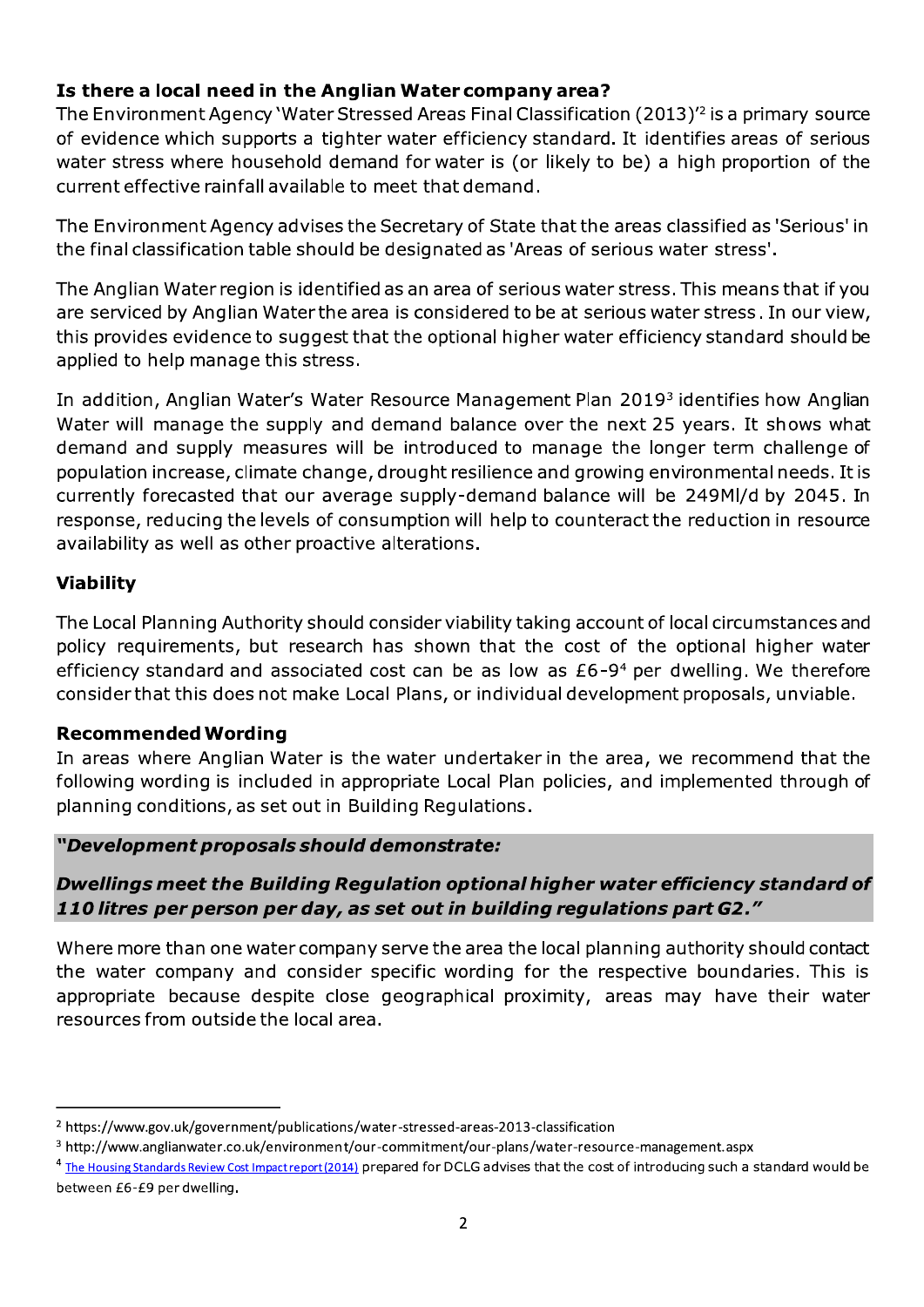### Is there a local need in the Anglian Water company area?

The Environment Agency 'Water Stressed Areas Final Classification (2013)'[2] is a primary source of evidence which supports a tighter water efficiency standard. It identifies areas of serious water stress where household demand for water is (or likely to be) a high proportion of the current effective rainfall available to meet that demand.

The Environment Agency advises the Secretary of State that the areas classified as 'Serious' in the final classification table should be designated as 'Areas of serious water stress'.

The Anglian Water region is identified as an area of serious water stress. This means that if you are serviced by Anglian Water the area is considered to be at serious water stress. In our view, this provides evidence to suggest that the optional higher water efficiency standard should be applied to help manage this stress.

In addition, Anglian Water's Water Resource Management Plan 2019[3] identifies how Anglian Water will manage the supply and demand balance over the next 25 years. It shows what demand and supply measures will be introduced to manage the longer term challenge of population increase, climate change, drought resilience and growing environmental needs. It is currently forecasted that our average supply-demand balance will be 249Ml/d by 2045. In response, reducing the levels of consumption will help to counteract the reduction in resource availability as well as other proactive alterations.

### Viability

The Local Planning Authority should consider viability taking account of local circumstances and policy requirements, but research has shown that the cost of the optional higher water efficiency standard and associated cost can be as low as £6-9[4] per dwelling. We therefore consider that this does not make Local Plans, or individual development proposals, unviable.

### Recommended Wording

In areas where Anglian Water is the water undertaker in the area, we recommend that the following wording is included in appropriate Local Plan policies, and implemented through of planning conditions, as set out in Building Regulations.

***"Development proposals should demonstrate:***

***Dwellings meet the Building Regulation optional higher water efficiency standard of 110 litres per person per day, as set out in building regulations part G2."***

Where more than one water company serve the area the local planning authority should contact the water company and consider specific wording for the respective boundaries. This is appropriate because despite close geographical proximity, areas may have their water resources from outside the local area.

---

[2] https://www.gov.uk/government/publications/water-stressed-areas-2013-classification

[3] http://www.anglianwater.co.uk/environment/our-commitment/our-plans/water-resource-management.aspx

[4] The Housing Standards Review Cost Impact report (2014) prepared for DCLG advises that the cost of introducing such a standard would be between £6-£9 per dwelling.